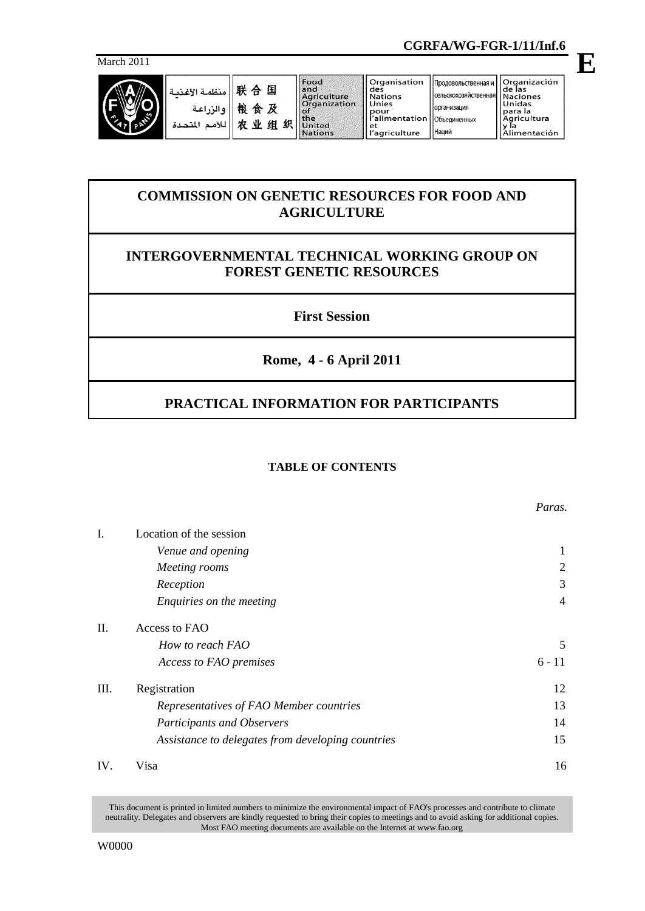CGRFA/WG-FGR-1/11/Inf.6

March 2011

E

| منظمة الأغذية والزراعة للأمم المتحدة | 联合国粮食及农业组织 | Food and Agriculture Organization of the United Nations | Organisation des Nations Unies pour l'alimentation et l'agriculture | Продовольственная и сельскохозяйственная организация Объединенных Наций | Organización de las Naciones Unidas para la Agricultura y la Alimentación |
|---|---|---|---|---|---|

# COMMISSION ON GENETIC RESOURCES FOR FOOD AND AGRICULTURE

## INTERGOVERNMENTAL TECHNICAL WORKING GROUP ON FOREST GENETIC RESOURCES

### First Session

### Rome, 4 - 6 April 2011

## PRACTICAL INFORMATION FOR PARTICIPANTS

**TABLE OF CONTENTS**

| | | Paras. |
|---|---|---|
| I. | Location of the session | |
| | *Venue and opening* | 1 |
| | *Meeting rooms* | 2 |
| | *Reception* | 3 |
| | *Enquiries on the meeting* | 4 |
| II. | Access to FAO | |
| | *How to reach FAO* | 5 |
| | *Access to FAO premises* | 6 - 11 |
| III. | Registration | 12 |
| | *Representatives of FAO Member countries* | 13 |
| | *Participants and Observers* | 14 |
| | *Assistance to delegates from developing countries* | 15 |
| IV. | Visa | 16 |

This document is printed in limited numbers to minimize the environmental impact of FAO's processes and contribute to climate neutrality. Delegates and observers are kindly requested to bring their copies to meetings and to avoid asking for additional copies. Most FAO meeting documents are available on the Internet at www.fao.org

W0000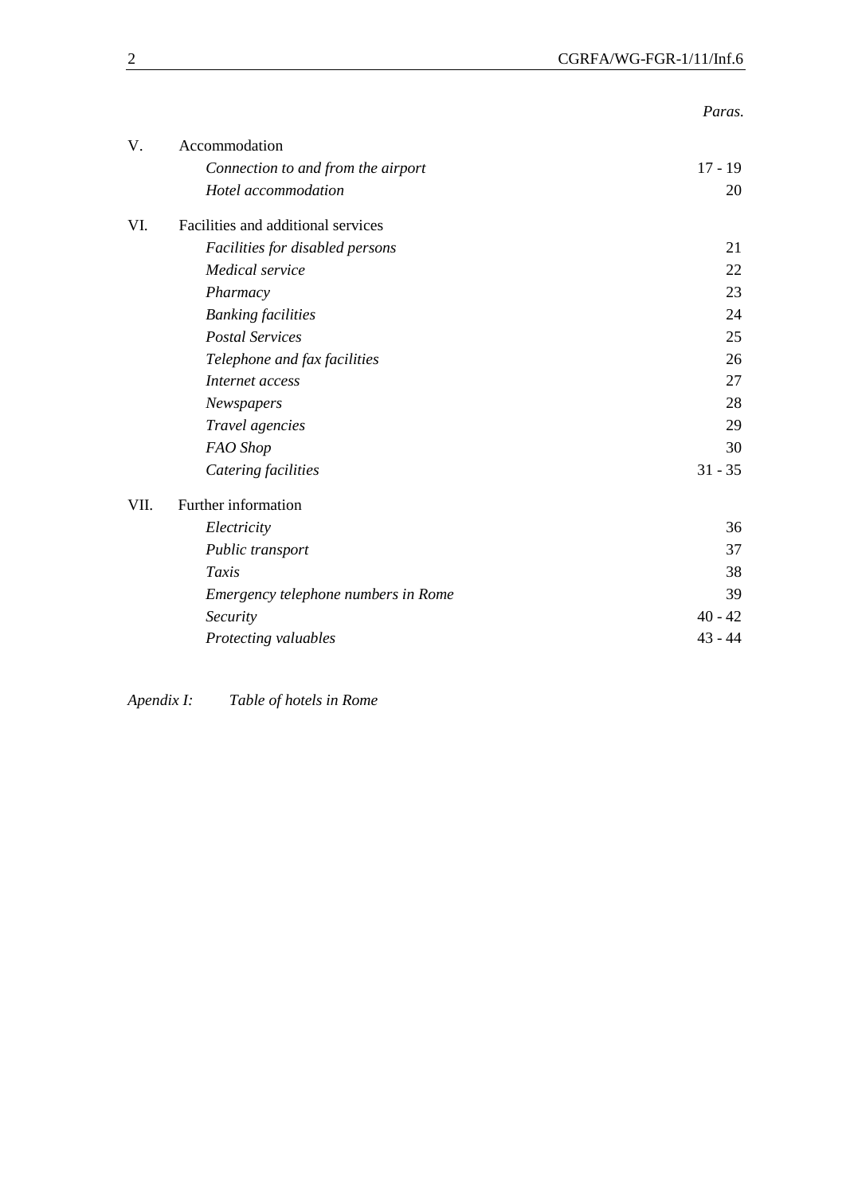| | | Paras. |
|---|---|---|
| V. | Accommodation | |
| | *Connection to and from the airport* | 17 - 19 |
| | *Hotel accommodation* | 20 |
| VI. | Facilities and additional services | |
| | *Facilities for disabled persons* | 21 |
| | *Medical service* | 22 |
| | *Pharmacy* | 23 |
| | *Banking facilities* | 24 |
| | *Postal Services* | 25 |
| | *Telephone and fax facilities* | 26 |
| | *Internet access* | 27 |
| | *Newspapers* | 28 |
| | *Travel agencies* | 29 |
| | *FAO Shop* | 30 |
| | *Catering facilities* | 31 - 35 |
| VII. | Further information | |
| | *Electricity* | 36 |
| | *Public transport* | 37 |
| | *Taxis* | 38 |
| | *Emergency telephone numbers in Rome* | 39 |
| | *Security* | 40 - 42 |
| | *Protecting valuables* | 43 - 44 |

*Apendix I: Table of hotels in Rome*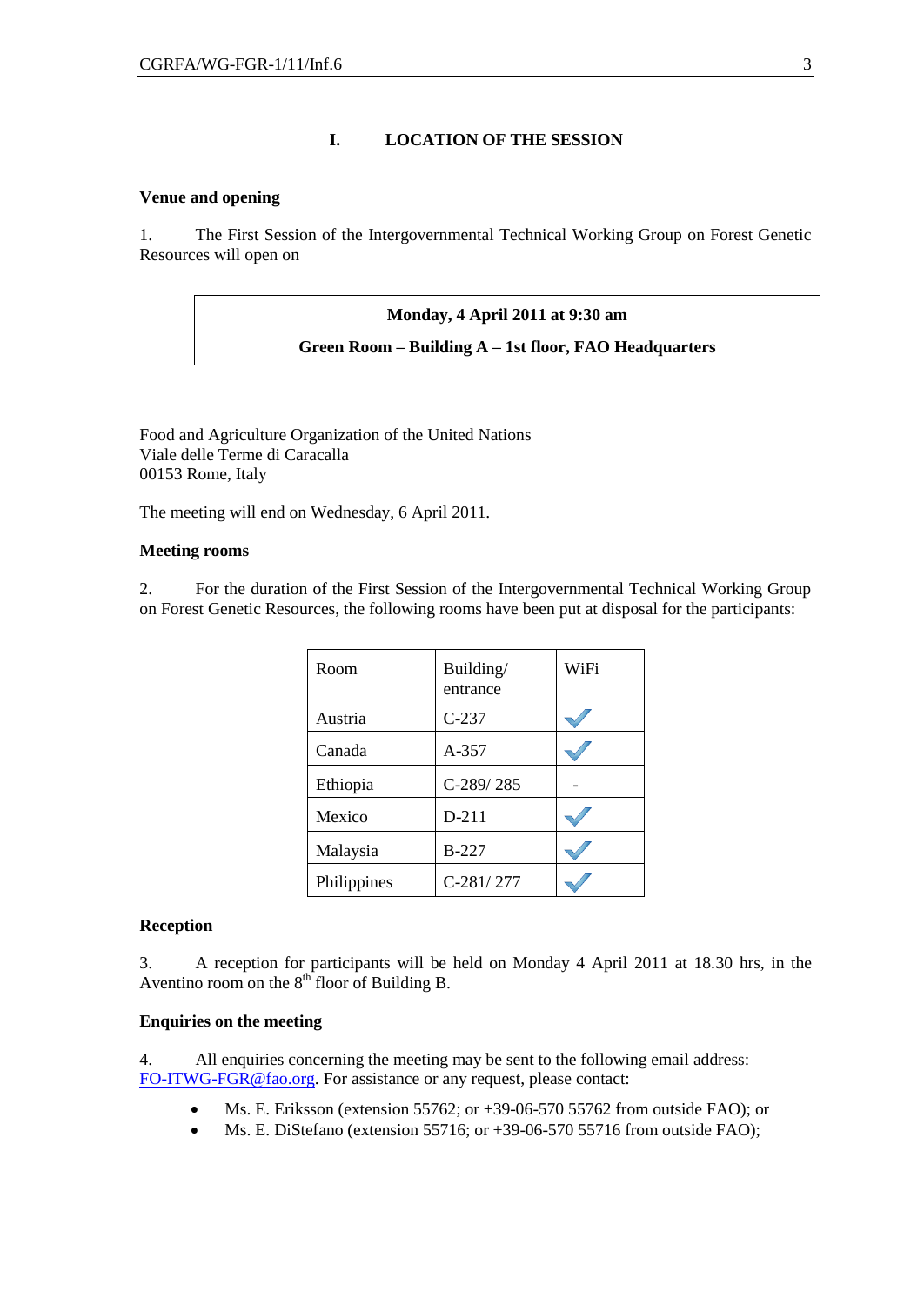## I. LOCATION OF THE SESSION

### Venue and opening

1. The First Session of the Intergovernmental Technical Working Group on Forest Genetic Resources will open on

**Monday, 4 April 2011 at 9:30 am**

**Green Room – Building A – 1st floor, FAO Headquarters**

Food and Agriculture Organization of the United Nations
Viale delle Terme di Caracalla
00153 Rome, Italy

The meeting will end on Wednesday, 6 April 2011.

### Meeting rooms

2. For the duration of the First Session of the Intergovernmental Technical Working Group on Forest Genetic Resources, the following rooms have been put at disposal for the participants:

| Room | Building/ entrance | WiFi |
|---|---|---|
| Austria | C-237 | ✓ |
| Canada | A-357 | ✓ |
| Ethiopia | C-289/ 285 | - |
| Mexico | D-211 | ✓ |
| Malaysia | B-227 | ✓ |
| Philippines | C-281/ 277 | ✓ |

### Reception

3. A reception for participants will be held on Monday 4 April 2011 at 18.30 hrs, in the Aventino room on the 8th floor of Building B.

### Enquiries on the meeting

4. All enquiries concerning the meeting may be sent to the following email address: FO-ITWG-FGR@fao.org. For assistance or any request, please contact:

- Ms. E. Eriksson (extension 55762; or +39-06-570 55762 from outside FAO); or
- Ms. E. DiStefano (extension 55716; or +39-06-570 55716 from outside FAO);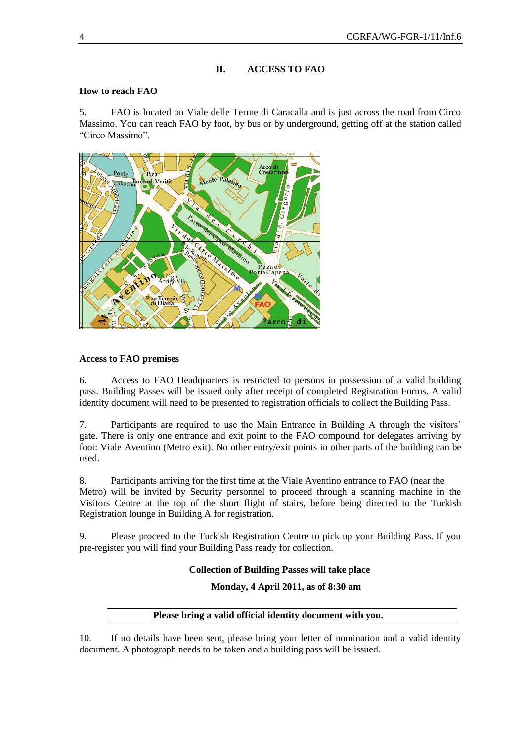## II. ACCESS TO FAO

### How to reach FAO

5. FAO is located on Viale delle Terme di Caracalla and is just across the road from Circo Massimo. You can reach FAO by foot, by bus or by underground, getting off at the station called "Circo Massimo".

### Access to FAO premises

6. Access to FAO Headquarters is restricted to persons in possession of a valid building pass. Building Passes will be issued only after receipt of completed Registration Forms. A valid identity document will need to be presented to registration officials to collect the Building Pass.

7. Participants are required to use the Main Entrance in Building A through the visitors' gate. There is only one entrance and exit point to the FAO compound for delegates arriving by foot: Viale Aventino (Metro exit). No other entry/exit points in other parts of the building can be used.

8. Participants arriving for the first time at the Viale Aventino entrance to FAO (near the Metro) will be invited by Security personnel to proceed through a scanning machine in the Visitors Centre at the top of the short flight of stairs, before being directed to the Turkish Registration lounge in Building A for registration.

9. Please proceed to the Turkish Registration Centre to pick up your Building Pass. If you pre-register you will find your Building Pass ready for collection.

**Collection of Building Passes will take place**

**Monday, 4 April 2011, as of 8:30 am**

**Please bring a valid official identity document with you.**

10. If no details have been sent, please bring your letter of nomination and a valid identity document. A photograph needs to be taken and a building pass will be issued.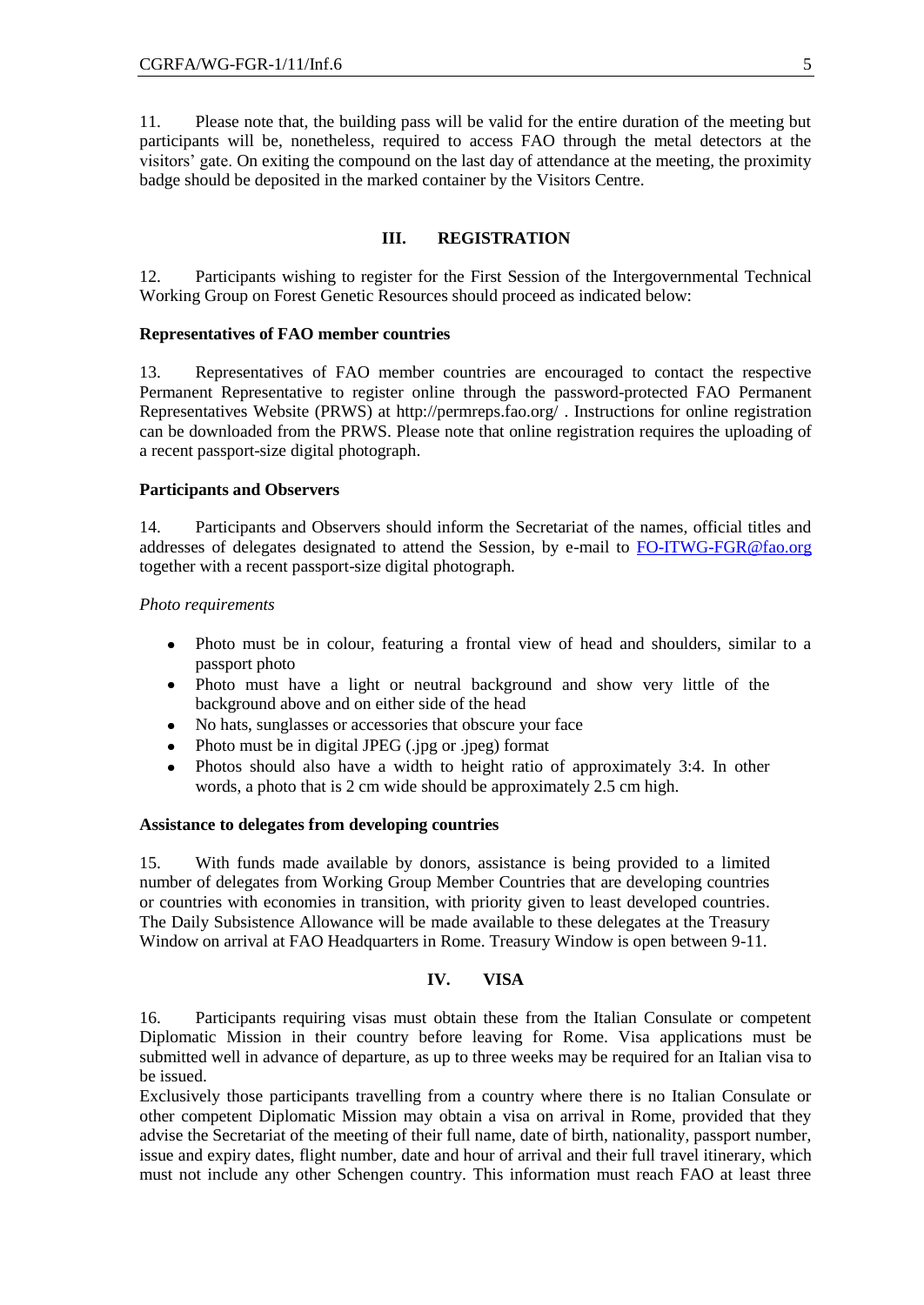11. Please note that, the building pass will be valid for the entire duration of the meeting but participants will be, nonetheless, required to access FAO through the metal detectors at the visitors' gate. On exiting the compound on the last day of attendance at the meeting, the proximity badge should be deposited in the marked container by the Visitors Centre.

## III. REGISTRATION

12. Participants wishing to register for the First Session of the Intergovernmental Technical Working Group on Forest Genetic Resources should proceed as indicated below:

**Representatives of FAO member countries**

13. Representatives of FAO member countries are encouraged to contact the respective Permanent Representative to register online through the password-protected FAO Permanent Representatives Website (PRWS) at http://permreps.fao.org/ . Instructions for online registration can be downloaded from the PRWS. Please note that online registration requires the uploading of a recent passport-size digital photograph.

**Participants and Observers**

14. Participants and Observers should inform the Secretariat of the names, official titles and addresses of delegates designated to attend the Session, by e-mail to FO-ITWG-FGR@fao.org together with a recent passport-size digital photograph.

*Photo requirements*

- Photo must be in colour, featuring a frontal view of head and shoulders, similar to a passport photo
- Photo must have a light or neutral background and show very little of the background above and on either side of the head
- No hats, sunglasses or accessories that obscure your face
- Photo must be in digital JPEG (.jpg or .jpeg) format
- Photos should also have a width to height ratio of approximately 3:4. In other words, a photo that is 2 cm wide should be approximately 2.5 cm high.

**Assistance to delegates from developing countries**

15. With funds made available by donors, assistance is being provided to a limited number of delegates from Working Group Member Countries that are developing countries or countries with economies in transition, with priority given to least developed countries. The Daily Subsistence Allowance will be made available to these delegates at the Treasury Window on arrival at FAO Headquarters in Rome. Treasury Window is open between 9-11.

## IV. VISA

16. Participants requiring visas must obtain these from the Italian Consulate or competent Diplomatic Mission in their country before leaving for Rome. Visa applications must be submitted well in advance of departure, as up to three weeks may be required for an Italian visa to be issued.

Exclusively those participants travelling from a country where there is no Italian Consulate or other competent Diplomatic Mission may obtain a visa on arrival in Rome, provided that they advise the Secretariat of the meeting of their full name, date of birth, nationality, passport number, issue and expiry dates, flight number, date and hour of arrival and their full travel itinerary, which must not include any other Schengen country. This information must reach FAO at least three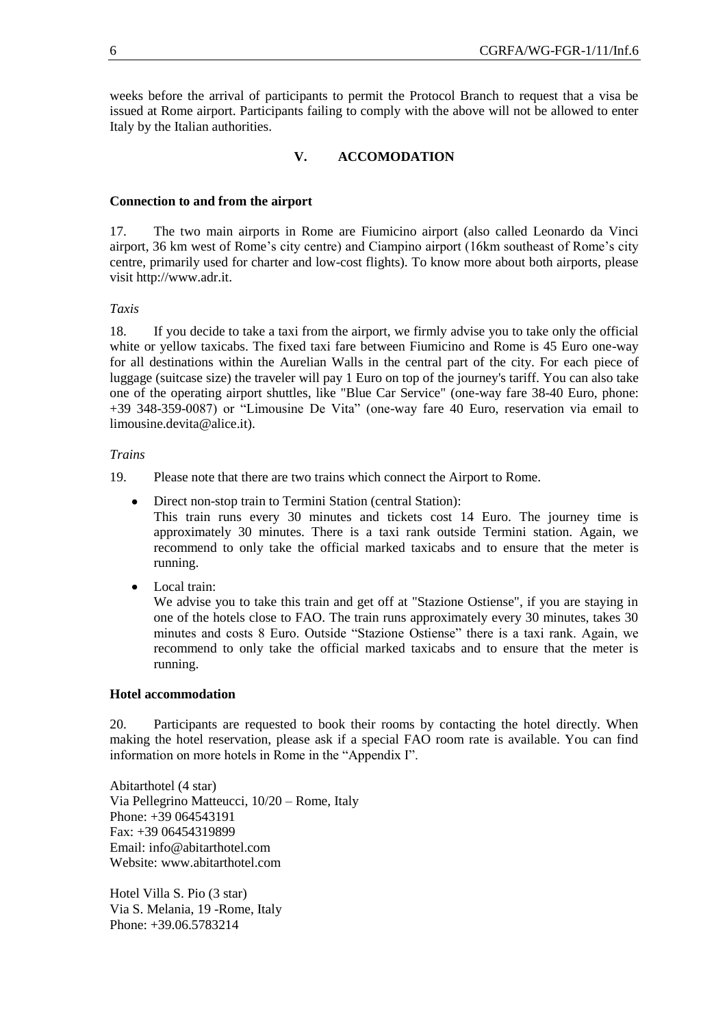weeks before the arrival of participants to permit the Protocol Branch to request that a visa be issued at Rome airport. Participants failing to comply with the above will not be allowed to enter Italy by the Italian authorities.

## V. ACCOMODATION

**Connection to and from the airport**

17. The two main airports in Rome are Fiumicino airport (also called Leonardo da Vinci airport, 36 km west of Rome's city centre) and Ciampino airport (16km southeast of Rome's city centre, primarily used for charter and low-cost flights). To know more about both airports, please visit http://www.adr.it.

*Taxis*

18. If you decide to take a taxi from the airport, we firmly advise you to take only the official white or yellow taxicabs. The fixed taxi fare between Fiumicino and Rome is 45 Euro one-way for all destinations within the Aurelian Walls in the central part of the city. For each piece of luggage (suitcase size) the traveler will pay 1 Euro on top of the journey's tariff. You can also take one of the operating airport shuttles, like "Blue Car Service" (one-way fare 38-40 Euro, phone: +39 348-359-0087) or "Limousine De Vita" (one-way fare 40 Euro, reservation via email to limousine.devita@alice.it).

*Trains*

19. Please note that there are two trains which connect the Airport to Rome.

- Direct non-stop train to Termini Station (central Station):
  This train runs every 30 minutes and tickets cost 14 Euro. The journey time is approximately 30 minutes. There is a taxi rank outside Termini station. Again, we recommend to only take the official marked taxicabs and to ensure that the meter is running.
- Local train:
  We advise you to take this train and get off at "Stazione Ostiense", if you are staying in one of the hotels close to FAO. The train runs approximately every 30 minutes, takes 30 minutes and costs 8 Euro. Outside "Stazione Ostiense" there is a taxi rank. Again, we recommend to only take the official marked taxicabs and to ensure that the meter is running.

**Hotel accommodation**

20. Participants are requested to book their rooms by contacting the hotel directly. When making the hotel reservation, please ask if a special FAO room rate is available. You can find information on more hotels in Rome in the "Appendix I".

Abitarthotel (4 star)
Via Pellegrino Matteucci, 10/20 – Rome, Italy
Phone: +39 064543191
Fax: +39 06454319899
Email: info@abitarthotel.com
Website: www.abitarthotel.com

Hotel Villa S. Pio (3 star)
Via S. Melania, 19 -Rome, Italy
Phone: +39.06.5783214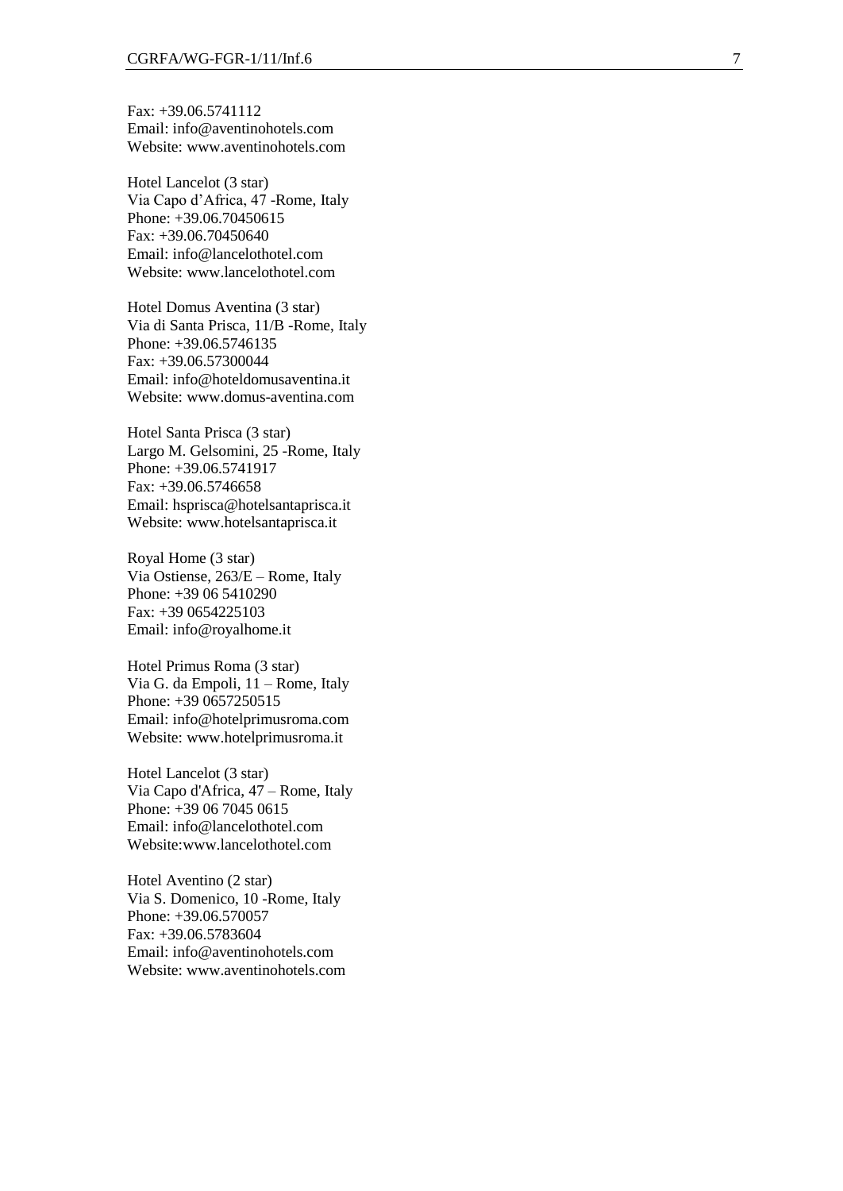Fax: +39.06.5741112
Email: info@aventinohotels.com
Website: www.aventinohotels.com

Hotel Lancelot (3 star)
Via Capo d'Africa, 47 -Rome, Italy
Phone: +39.06.70450615
Fax: +39.06.70450640
Email: info@lancelothotel.com
Website: www.lancelothotel.com

Hotel Domus Aventina (3 star)
Via di Santa Prisca, 11/B -Rome, Italy
Phone: +39.06.5746135
Fax: +39.06.57300044
Email: info@hoteldomusaventina.it
Website: www.domus-aventina.com

Hotel Santa Prisca (3 star)
Largo M. Gelsomini, 25 -Rome, Italy
Phone: +39.06.5741917
Fax: +39.06.5746658
Email: hsprisca@hotelsantaprisca.it
Website: www.hotelsantaprisca.it

Royal Home (3 star)
Via Ostiense, 263/E – Rome, Italy
Phone: +39 06 5410290
Fax: +39 0654225103
Email: info@royalhome.it

Hotel Primus Roma (3 star)
Via G. da Empoli, 11 – Rome, Italy
Phone: +39 0657250515
Email: info@hotelprimusroma.com
Website: www.hotelprimusroma.it

Hotel Lancelot (3 star)
Via Capo d'Africa, 47 – Rome, Italy
Phone: +39 06 7045 0615
Email: info@lancelothotel.com
Website:www.lancelothotel.com

Hotel Aventino (2 star)
Via S. Domenico, 10 -Rome, Italy
Phone: +39.06.570057
Fax: +39.06.5783604
Email: info@aventinohotels.com
Website: www.aventinohotels.com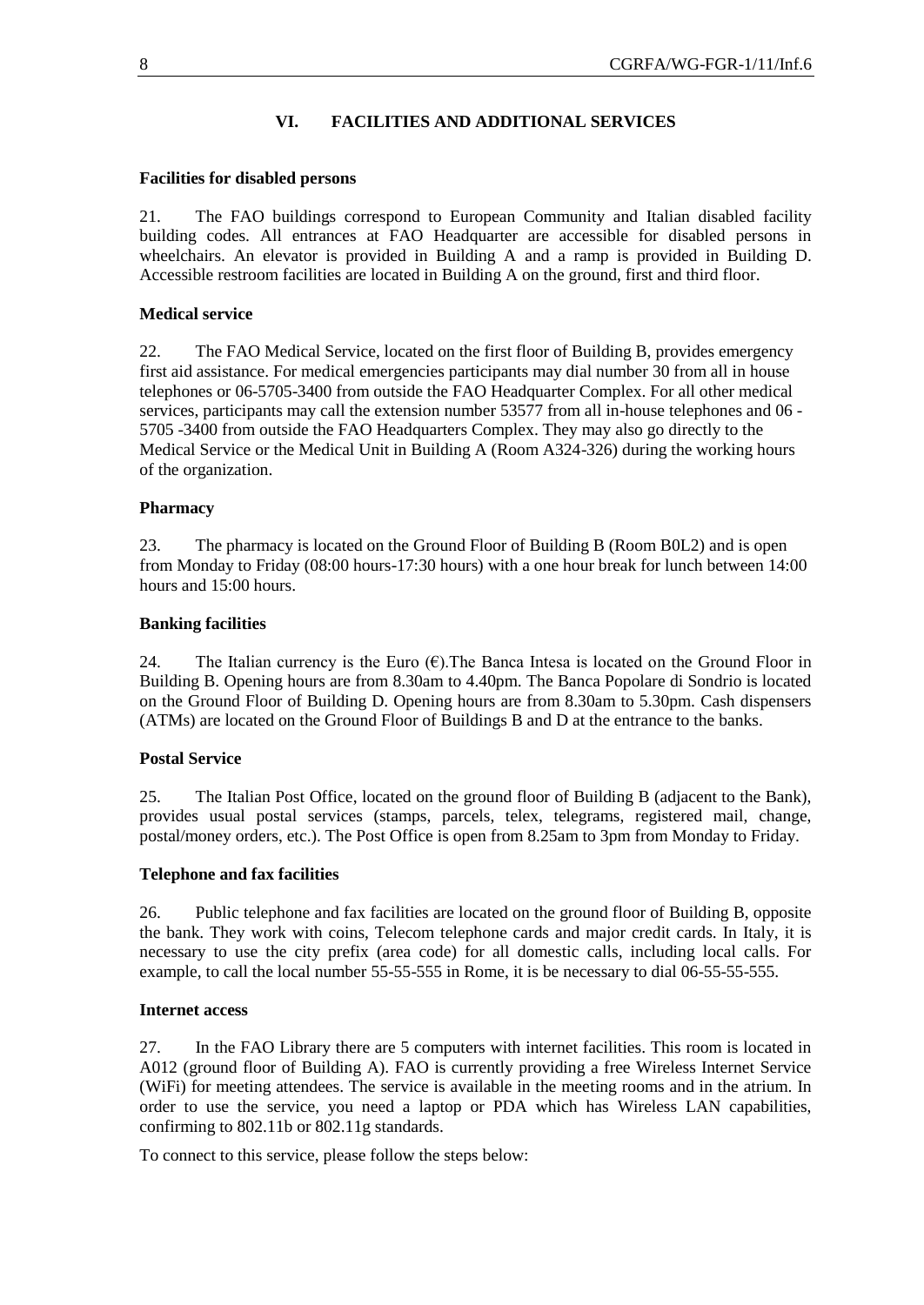## VI. FACILITIES AND ADDITIONAL SERVICES

**Facilities for disabled persons**

21. The FAO buildings correspond to European Community and Italian disabled facility building codes. All entrances at FAO Headquarter are accessible for disabled persons in wheelchairs. An elevator is provided in Building A and a ramp is provided in Building D. Accessible restroom facilities are located in Building A on the ground, first and third floor.

**Medical service**

22. The FAO Medical Service, located on the first floor of Building B, provides emergency first aid assistance. For medical emergencies participants may dial number 30 from all in house telephones or 06-5705-3400 from outside the FAO Headquarter Complex. For all other medical services, participants may call the extension number 53577 from all in-house telephones and 06 - 5705 -3400 from outside the FAO Headquarters Complex. They may also go directly to the Medical Service or the Medical Unit in Building A (Room A324-326) during the working hours of the organization.

**Pharmacy**

23. The pharmacy is located on the Ground Floor of Building B (Room B0L2) and is open from Monday to Friday (08:00 hours-17:30 hours) with a one hour break for lunch between 14:00 hours and 15:00 hours.

**Banking facilities**

24. The Italian currency is the Euro (€).The Banca Intesa is located on the Ground Floor in Building B. Opening hours are from 8.30am to 4.40pm. The Banca Popolare di Sondrio is located on the Ground Floor of Building D. Opening hours are from 8.30am to 5.30pm. Cash dispensers (ATMs) are located on the Ground Floor of Buildings B and D at the entrance to the banks.

**Postal Service**

25. The Italian Post Office, located on the ground floor of Building B (adjacent to the Bank), provides usual postal services (stamps, parcels, telex, telegrams, registered mail, change, postal/money orders, etc.). The Post Office is open from 8.25am to 3pm from Monday to Friday.

**Telephone and fax facilities**

26. Public telephone and fax facilities are located on the ground floor of Building B, opposite the bank. They work with coins, Telecom telephone cards and major credit cards. In Italy, it is necessary to use the city prefix (area code) for all domestic calls, including local calls. For example, to call the local number 55-55-555 in Rome, it is be necessary to dial 06-55-55-555.

**Internet access**

27. In the FAO Library there are 5 computers with internet facilities. This room is located in A012 (ground floor of Building A). FAO is currently providing a free Wireless Internet Service (WiFi) for meeting attendees. The service is available in the meeting rooms and in the atrium. In order to use the service, you need a laptop or PDA which has Wireless LAN capabilities, confirming to 802.11b or 802.11g standards.

To connect to this service, please follow the steps below: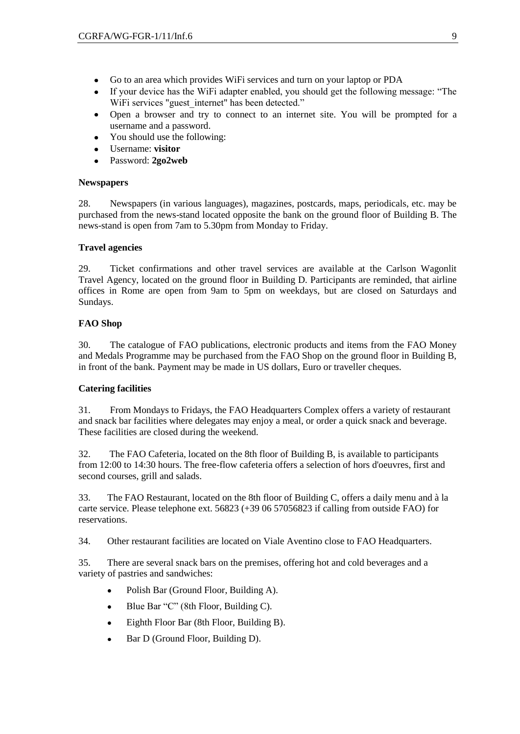- Go to an area which provides WiFi services and turn on your laptop or PDA
- If your device has the WiFi adapter enabled, you should get the following message: "The WiFi services "guest_internet" has been detected."
- Open a browser and try to connect to an internet site. You will be prompted for a username and a password.
- You should use the following:
- Username: **visitor**
- Password: **2go2web**

**Newspapers**

28. Newspapers (in various languages), magazines, postcards, maps, periodicals, etc. may be purchased from the news-stand located opposite the bank on the ground floor of Building B. The news-stand is open from 7am to 5.30pm from Monday to Friday.

**Travel agencies**

29. Ticket confirmations and other travel services are available at the Carlson Wagonlit Travel Agency, located on the ground floor in Building D. Participants are reminded, that airline offices in Rome are open from 9am to 5pm on weekdays, but are closed on Saturdays and Sundays.

**FAO Shop**

30. The catalogue of FAO publications, electronic products and items from the FAO Money and Medals Programme may be purchased from the FAO Shop on the ground floor in Building B, in front of the bank. Payment may be made in US dollars, Euro or traveller cheques.

**Catering facilities**

31. From Mondays to Fridays, the FAO Headquarters Complex offers a variety of restaurant and snack bar facilities where delegates may enjoy a meal, or order a quick snack and beverage. These facilities are closed during the weekend.

32. The FAO Cafeteria, located on the 8th floor of Building B, is available to participants from 12:00 to 14:30 hours. The free-flow cafeteria offers a selection of hors d'oeuvres, first and second courses, grill and salads.

33. The FAO Restaurant, located on the 8th floor of Building C, offers a daily menu and à la carte service. Please telephone ext. 56823 (+39 06 57056823 if calling from outside FAO) for reservations.

34. Other restaurant facilities are located on Viale Aventino close to FAO Headquarters.

35. There are several snack bars on the premises, offering hot and cold beverages and a variety of pastries and sandwiches:

- Polish Bar (Ground Floor, Building A).
- Blue Bar "C" (8th Floor, Building C).
- Eighth Floor Bar (8th Floor, Building B).
- Bar D (Ground Floor, Building D).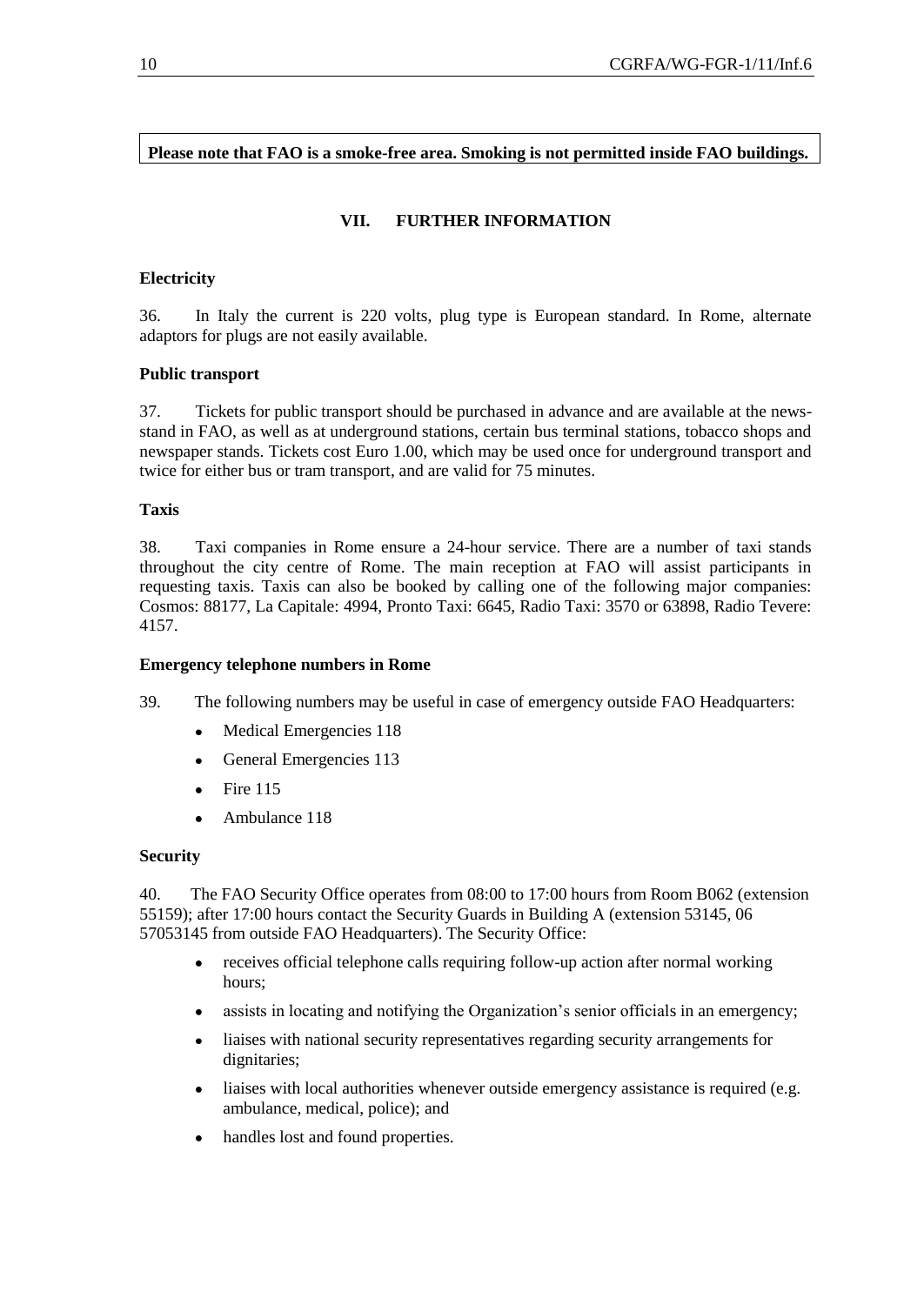**Please note that FAO is a smoke-free area. Smoking is not permitted inside FAO buildings.**

## VII. FURTHER INFORMATION

### Electricity

36. In Italy the current is 220 volts, plug type is European standard. In Rome, alternate adaptors for plugs are not easily available.

### Public transport

37. Tickets for public transport should be purchased in advance and are available at the news-stand in FAO, as well as at underground stations, certain bus terminal stations, tobacco shops and newspaper stands. Tickets cost Euro 1.00, which may be used once for underground transport and twice for either bus or tram transport, and are valid for 75 minutes.

### Taxis

38. Taxi companies in Rome ensure a 24-hour service. There are a number of taxi stands throughout the city centre of Rome. The main reception at FAO will assist participants in requesting taxis. Taxis can also be booked by calling one of the following major companies: Cosmos: 88177, La Capitale: 4994, Pronto Taxi: 6645, Radio Taxi: 3570 or 63898, Radio Tevere: 4157.

### Emergency telephone numbers in Rome

39. The following numbers may be useful in case of emergency outside FAO Headquarters:

- Medical Emergencies 118
- General Emergencies 113
- Fire 115
- Ambulance 118

### Security

40. The FAO Security Office operates from 08:00 to 17:00 hours from Room B062 (extension 55159); after 17:00 hours contact the Security Guards in Building A (extension 53145, 06 57053145 from outside FAO Headquarters). The Security Office:

- receives official telephone calls requiring follow-up action after normal working hours;
- assists in locating and notifying the Organization's senior officials in an emergency;
- liaises with national security representatives regarding security arrangements for dignitaries;
- liaises with local authorities whenever outside emergency assistance is required (e.g. ambulance, medical, police); and
- handles lost and found properties.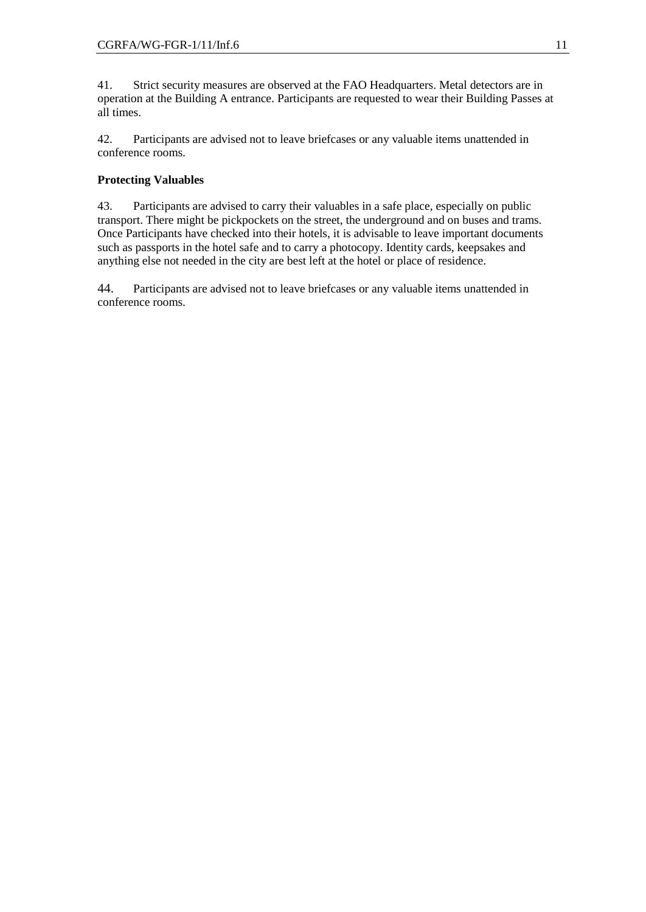41. Strict security measures are observed at the FAO Headquarters. Metal detectors are in operation at the Building A entrance. Participants are requested to wear their Building Passes at all times.

42. Participants are advised not to leave briefcases or any valuable items unattended in conference rooms.

**Protecting Valuables**

43. Participants are advised to carry their valuables in a safe place, especially on public transport. There might be pickpockets on the street, the underground and on buses and trams. Once Participants have checked into their hotels, it is advisable to leave important documents such as passports in the hotel safe and to carry a photocopy. Identity cards, keepsakes and anything else not needed in the city are best left at the hotel or place of residence.

44. Participants are advised not to leave briefcases or any valuable items unattended in conference rooms.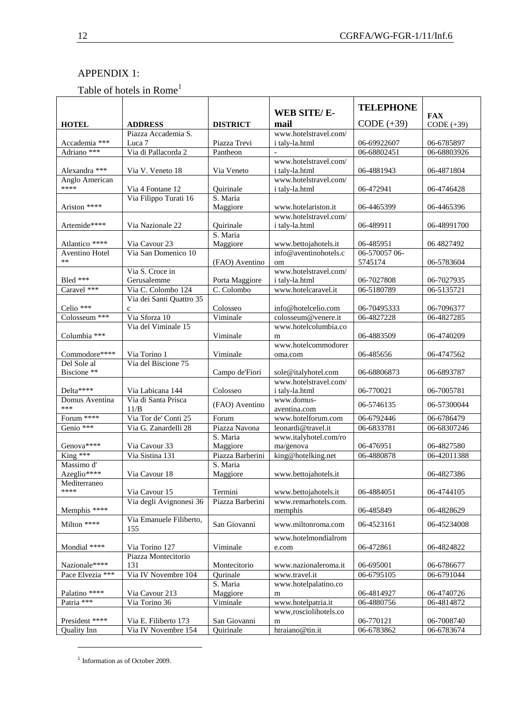## APPENDIX 1:

Table of hotels in Rome[1]

| HOTEL | ADDRESS | DISTRICT | WEB SITE/ E-mail | TELEPHONE CODE (+39) | FAX CODE (+39) |
|---|---|---|---|---|---|
| Accademia *** | Piazza Accademia S. Luca 7 | Piazza Trevi | www.hotelstravel.com/i taly-la.html | 06-69922607 | 06-6785897 |
| Adriano *** | Via di Pallacorda 2 | Pantheon | - | 06-68802451 | 06-68803926 |
| Alexandra *** | Via V. Veneto 18 | Via Veneto | www.hotelstravel.com/i taly-la.html | 06-4881943 | 06-4871804 |
| Anglo American **** | Via 4 Fontane 12 | Quirinale | www.hotelstravel.com/i taly-la.html | 06-472941 | 06-4746428 |
| Ariston **** | Via Filippo Turati 16 | S. Maria Maggiore | www.hotelariston.it | 06-4465399 | 06-4465396 |
| Artemide**** | Via Nazionale 22 | Quirinale | www.hotelstravel.com/i taly-la.html | 06-489911 | 06-48991700 |
| Atlantico **** | Via Cavour 23 | S. Maria Maggiore | www.bettojahotels.it | 06-485951 | 06 4827492 |
| Aventino Hotel ** | Via San Domenico 10 | (FAO) Aventino | info@aventinohotels.com | 06-570057 06-5745174 | 06-5783604 |
| Bled *** | Via S. Croce in Gerusalemme | Porta Maggiore | www.hotelstravel.com/i taly-la.html | 06-7027808 | 06-7027935 |
| Caravel *** | Via C. Colombo 124 | C. Colombo | www.hotelcaravel.it | 06-5180789 | 06-5135721 |
| Celio *** | Via dei Santi Quattro 35 c | Colosseo | info@hotelcelio.com | 06-70495333 | 06-7096377 |
| Colosseum *** | Via Sforza 10 | Viminale | colosseum@venere.it | 06-4827228 | 06-4827285 |
| Columbia *** | Via del Viminale 15 | Viminale | www.hotelcolumbia.com | 06-4883509 | 06-4740209 |
| Commodore**** | Via Torino 1 | Viminale | www.hotelcommodoreroma.com | 06-485656 | 06-4747562 |
| Del Sole al Biscione ** | Via del Biscione 75 | Campo de'Fiori | sole@italyhotel.com | 06-68806873 | 06-6893787 |
| Delta**** | Via Labicana 144 | Colosseo | www.hotelstravel.com/i taly-la.html | 06-770021 | 06-7005781 |
| Domus Aventina *** | Via di Santa Prisca 11/B | (FAO) Aventino | www.domus-aventina.com | 06-5746135 | 06-57300044 |
| Forum **** | Via Tor de' Conti 25 | Forum | www.hotelforum.com | 06-6792446 | 06-6786479 |
| Genio *** | Via G. Zanardelli 28 | Piazza Navona | leonardi@travel.it | 06-6833781 | 06-68307246 |
| Genova**** | Via Cavour 33 | S. Maria Maggiore | www.italyhotel.com/roma/genova | 06-476951 | 06-4827580 |
| King *** | Via Sistina 131 | Piazza Barberini | king@hotelking.net | 06-4880878 | 06-42011388 |
| Massimo d' Azeglio**** | Via Cavour 18 | S. Maria Maggiore | www.bettojahotels.it | | 06-4827386 |
| Mediterraneo **** | Via Cavour 15 | Termini | www.bettojahotels.it | 06-4884051 | 06-4744105 |
| Memphis **** | Via degli Avignonesi 36 | Piazza Barberini | www.remarhotels.com.memphis | 06-485849 | 06-4828629 |
| Milton **** | Via Emanuele Filiberto, 155 | San Giovanni | www.miltonroma.com | 06-4523161 | 06-45234008 |
| Mondial **** | Via Torino 127 | Viminale | www.hotelmondialrome.com | 06-472861 | 06-4824822 |
| Nazionale**** | Piazza Montecitorio 131 | Montecitorio | www.nazionaleroma.it | 06-695001 | 06-6786677 |
| Pace Elvezia *** | Via IV Novembre 104 | Qurinale | www.travel.it | 06-6795105 | 06-6791044 |
| Palatino **** | Via Cavour 213 | S. Maria Maggiore | www.hotelpalatino.com | 06-4814927 | 06-4740726 |
| Patria *** | Via Torino 36 | Viminale | www.hotelpatria.it | 06-4880756 | 06-4814872 |
| President **** | Via E. Filiberto 173 | San Giovanni | www,rosciolihotels.com | 06-770121 | 06-7008740 |
| Quality Inn | Via IV Novembre 154 | Quirinale | htraiano@tin.it | 06-6783862 | 06-6783674 |

[1] Information as of October 2009.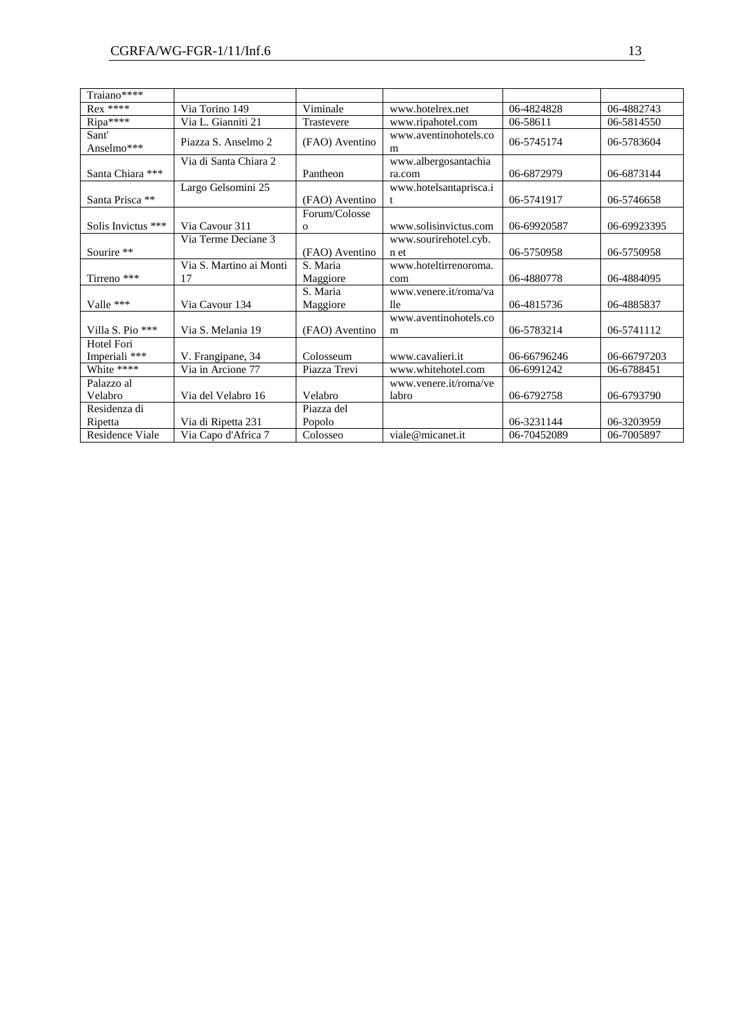| | | | | | |
|---|---|---|---|---|---|
| Traiano**** | | | | | |
| Rex **** | Via Torino 149 | Viminale | www.hotelrex.net | 06-4824828 | 06-4882743 |
| Ripa**** | Via L. Gianniti 21 | Trastevere | www.ripahotel.com | 06-58611 | 06-5814550 |
| Sant' Anselmo*** | Piazza S. Anselmo 2 | (FAO) Aventino | www.aventinohotels.com | 06-5745174 | 06-5783604 |
| Santa Chiara *** | Via di Santa Chiara 2 | Pantheon | www.albergosantachiara.com | 06-6872979 | 06-6873144 |
| Santa Prisca ** | Largo Gelsomini 25 | (FAO) Aventino | www.hotelsantaprisca.it | 06-5741917 | 06-5746658 |
| Solis Invictus *** | Via Cavour 311 | Forum/Colosseo | www.solisinvictus.com | 06-69920587 | 06-69923395 |
| Sourire ** | Via Terme Deciane 3 | (FAO) Aventino | www.sourirehotel.cyb.n et | 06-5750958 | 06-5750958 |
| Tirreno *** | Via S. Martino ai Monti 17 | S. Maria Maggiore | www.hoteltirrenoroma.com | 06-4880778 | 06-4884095 |
| Valle *** | Via Cavour 134 | S. Maria Maggiore | www.venere.it/roma/valle | 06-4815736 | 06-4885837 |
| Villa S. Pio *** | Via S. Melania 19 | (FAO) Aventino | www.aventinohotels.com | 06-5783214 | 06-5741112 |
| Hotel Fori Imperiali *** | V. Frangipane, 34 | Colosseum | www.cavalieri.it | 06-66796246 | 06-66797203 |
| White **** | Via in Arcione 77 | Piazza Trevi | www.whitehotel.com | 06-6991242 | 06-6788451 |
| Palazzo al Velabro | Via del Velabro 16 | Velabro | www.venere.it/roma/velabro | 06-6792758 | 06-6793790 |
| Residenza di Ripetta | Via di Ripetta 231 | Piazza del Popolo | | 06-3231144 | 06-3203959 |
| Residence Viale | Via Capo d'Africa 7 | Colosseo | viale@micanet.it | 06-70452089 | 06-7005897 |